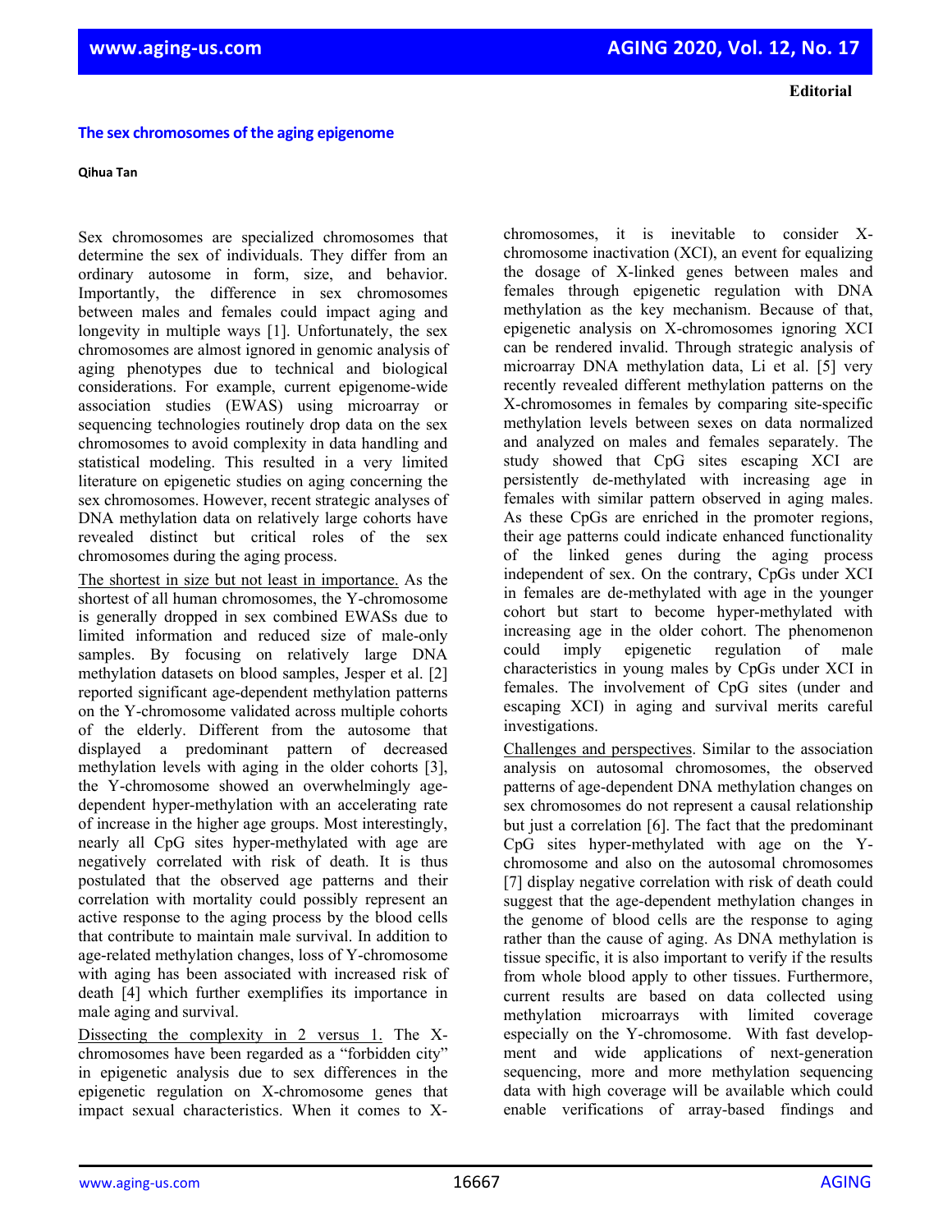**Editorial**

# The sex chromosomes of the aging epigenome

**Qihua Tan**

Sex chromosomes are specialized chromosomes that determine the sex of individuals. They differ from an ordinary autosome in form, size, and behavior. Importantly, the difference in sex chromosomes between males and females could impact aging and longevity in multiple ways [1]. Unfortunately, the sex chromosomes are almost ignored in genomic analysis of aging phenotypes due to technical and biological considerations. For example, current epigenome-wide association studies (EWAS) using microarray or sequencing technologies routinely drop data on the sex chromosomes to avoid complexity in data handling and statistical modeling. This resulted in a very limited literature on epigenetic studies on aging concerning the sex chromosomes. However, recent strategic analyses of DNA methylation data on relatively large cohorts have revealed distinct but critical roles of the sex chromosomes during the aging process.

<u>The shortest in size but not least in importance.</u> As the shortest of all human chromosomes, the Y-chromosome is generally dropped in sex combined EWASs due to limited information and reduced size of male-only samples. By focusing on relatively large DNA methylation datasets on blood samples, Jesper et al. [2] reported significant age-dependent methylation patterns on the Y-chromosome validated across multiple cohorts of the elderly. Different from the autosome that displayed a predominant pattern of decreased methylation levels with aging in the older cohorts [3], the Y-chromosome showed an overwhelmingly age-dependent hyper-methylation with an accelerating rate of increase in the higher age groups. Most interestingly, nearly all CpG sites hyper-methylated with age are negatively correlated with risk of death. It is thus postulated that the observed age patterns and their correlation with mortality could possibly represent an active response to the aging process by the blood cells that contribute to maintain male survival. In addition to age-related methylation changes, loss of Y-chromosome with aging has been associated with increased risk of death [4] which further exemplifies its importance in male aging and survival.

<u>Dissecting the complexity in 2 versus 1.</u> The X-chromosomes have been regarded as a "forbidden city" in epigenetic analysis due to sex differences in the epigenetic regulation on X-chromosome genes that impact sexual characteristics. When it comes to X-chromosomes, it is inevitable to consider X-chromosome inactivation (XCI), an event for equalizing the dosage of X-linked genes between males and females through epigenetic regulation with DNA methylation as the key mechanism. Because of that, epigenetic analysis on X-chromosomes ignoring XCI can be rendered invalid. Through strategic analysis of microarray DNA methylation data, Li et al. [5] very recently revealed different methylation patterns on the X-chromosomes in females by comparing site-specific methylation levels between sexes on data normalized and analyzed on males and females separately. The study showed that CpG sites escaping XCI are persistently de-methylated with increasing age in females with similar pattern observed in aging males. As these CpGs are enriched in the promoter regions, their age patterns could indicate enhanced functionality of the linked genes during the aging process independent of sex. On the contrary, CpGs under XCI in females are de-methylated with age in the younger cohort but start to become hyper-methylated with increasing age in the older cohort. The phenomenon could imply epigenetic regulation of male characteristics in young males by CpGs under XCI in females. The involvement of CpG sites (under and escaping XCI) in aging and survival merits careful investigations.

<u>Challenges and perspectives</u>. Similar to the association analysis on autosomal chromosomes, the observed patterns of age-dependent DNA methylation changes on sex chromosomes do not represent a causal relationship but just a correlation [6]. The fact that the predominant CpG sites hyper-methylated with age on the Y-chromosome and also on the autosomal chromosomes [7] display negative correlation with risk of death could suggest that the age-dependent methylation changes in the genome of blood cells are the response to aging rather than the cause of aging. As DNA methylation is tissue specific, it is also important to verify if the results from whole blood apply to other tissues. Furthermore, current results are based on data collected using methylation microarrays with limited coverage especially on the Y-chromosome. With fast development and wide applications of next-generation sequencing, more and more methylation sequencing data with high coverage will be available which could enable verifications of array-based findings and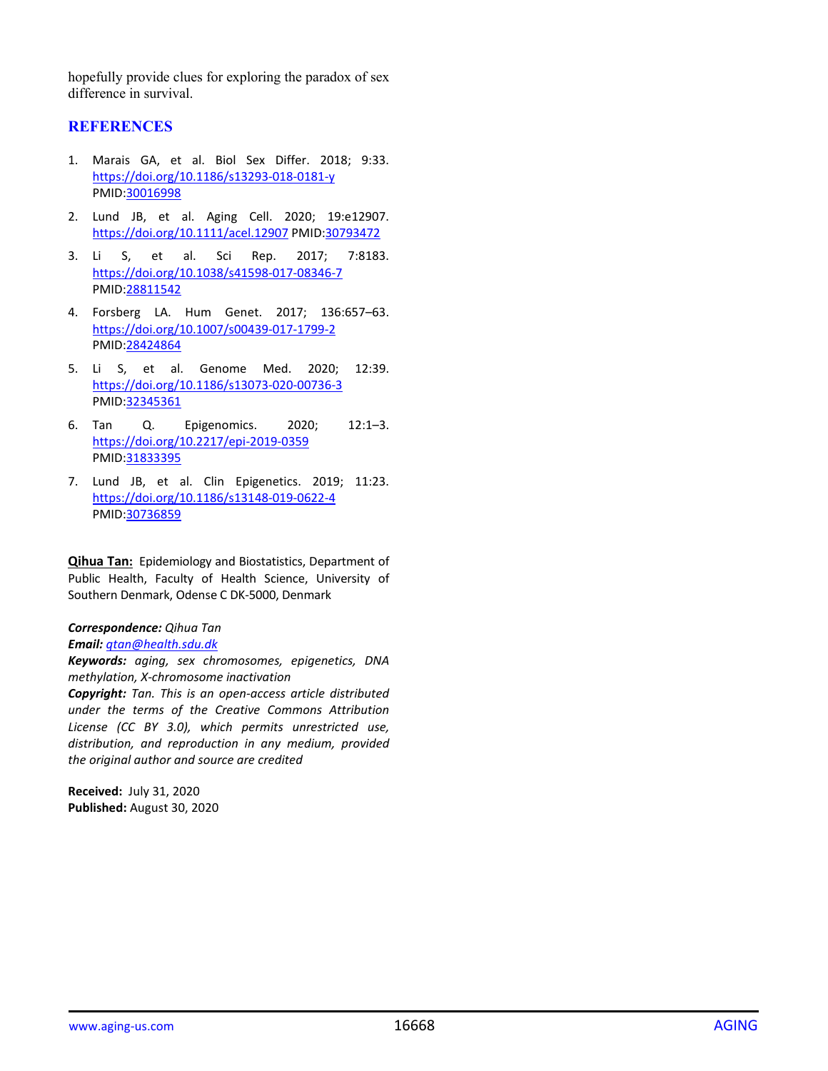hopefully provide clues for exploring the paradox of sex difference in survival.

## REFERENCES

1. Marais GA, et al. Biol Sex Differ. 2018; 9:33. https://doi.org/10.1186/s13293-018-0181-y PMID:30016998

2. Lund JB, et al. Aging Cell. 2020; 19:e12907. https://doi.org/10.1111/acel.12907 PMID:30793472

3. Li S, et al. Sci Rep. 2017; 7:8183. https://doi.org/10.1038/s41598-017-08346-7 PMID:28811542

4. Forsberg LA. Hum Genet. 2017; 136:657–63. https://doi.org/10.1007/s00439-017-1799-2 PMID:28424864

5. Li S, et al. Genome Med. 2020; 12:39. https://doi.org/10.1186/s13073-020-00736-3 PMID:32345361

6. Tan Q. Epigenomics. 2020; 12:1–3. https://doi.org/10.2217/epi-2019-0359 PMID:31833395

7. Lund JB, et al. Clin Epigenetics. 2019; 11:23. https://doi.org/10.1186/s13148-019-0622-4 PMID:30736859

**Qihua Tan:** Epidemiology and Biostatistics, Department of Public Health, Faculty of Health Science, University of Southern Denmark, Odense C DK-5000, Denmark

***Correspondence:*** *Qihua Tan*
***Email:*** *qtan@health.sdu.dk*
***Keywords:*** *aging, sex chromosomes, epigenetics, DNA methylation, X-chromosome inactivation*
***Copyright:*** *Tan. This is an open-access article distributed under the terms of the Creative Commons Attribution License (CC BY 3.0), which permits unrestricted use, distribution, and reproduction in any medium, provided the original author and source are credited*

**Received:** July 31, 2020
**Published:** August 30, 2020